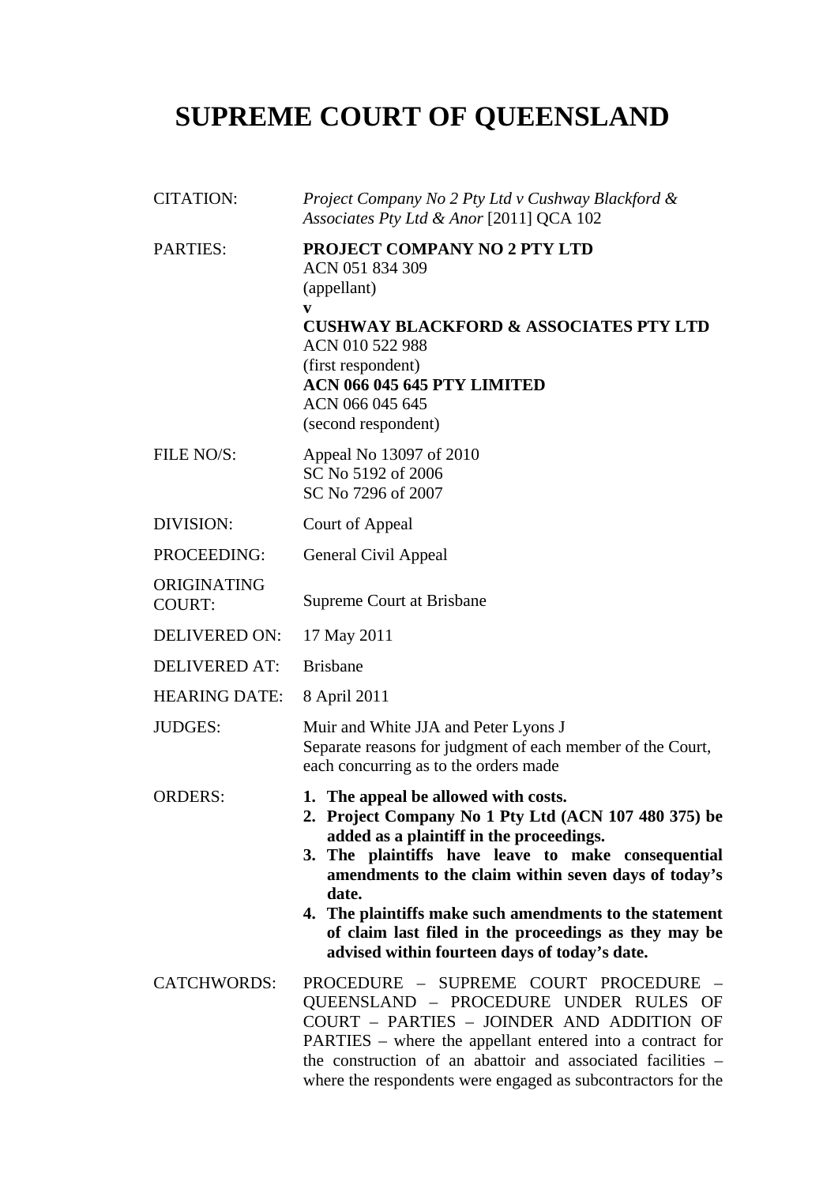# SUPREME COURT OF QUEENSLAND

| | |
|---|---|
| CITATION: | *Project Company No 2 Pty Ltd v Cushway Blackford & Associates Pty Ltd & Anor* [2011] QCA 102 |
| PARTIES: | **PROJECT COMPANY NO 2 PTY LTD**<br>ACN 051 834 309<br>(appellant)<br>**v**<br>**CUSHWAY BLACKFORD & ASSOCIATES PTY LTD**<br>ACN 010 522 988<br>(first respondent)<br>**ACN 066 045 645 PTY LIMITED**<br>ACN 066 045 645<br>(second respondent) |
| FILE NO/S: | Appeal No 13097 of 2010<br>SC No 5192 of 2006<br>SC No 7296 of 2007 |
| DIVISION: | Court of Appeal |
| PROCEEDING: | General Civil Appeal |
| ORIGINATING COURT: | Supreme Court at Brisbane |
| DELIVERED ON: | 17 May 2011 |
| DELIVERED AT: | Brisbane |
| HEARING DATE: | 8 April 2011 |
| JUDGES: | Muir and White JJA and Peter Lyons J<br>Separate reasons for judgment of each member of the Court, each concurring as to the orders made |
| ORDERS: | **1. The appeal be allowed with costs.**<br>**2. Project Company No 1 Pty Ltd (ACN 107 480 375) be added as a plaintiff in the proceedings.**<br>**3. The plaintiffs have leave to make consequential amendments to the claim within seven days of today's date.**<br>**4. The plaintiffs make such amendments to the statement of claim last filed in the proceedings as they may be advised within fourteen days of today's date.** |
| CATCHWORDS: | PROCEDURE – SUPREME COURT PROCEDURE – QUEENSLAND – PROCEDURE UNDER RULES OF COURT – PARTIES – JOINDER AND ADDITION OF PARTIES – where the appellant entered into a contract for the construction of an abattoir and associated facilities – where the respondents were engaged as subcontractors for the |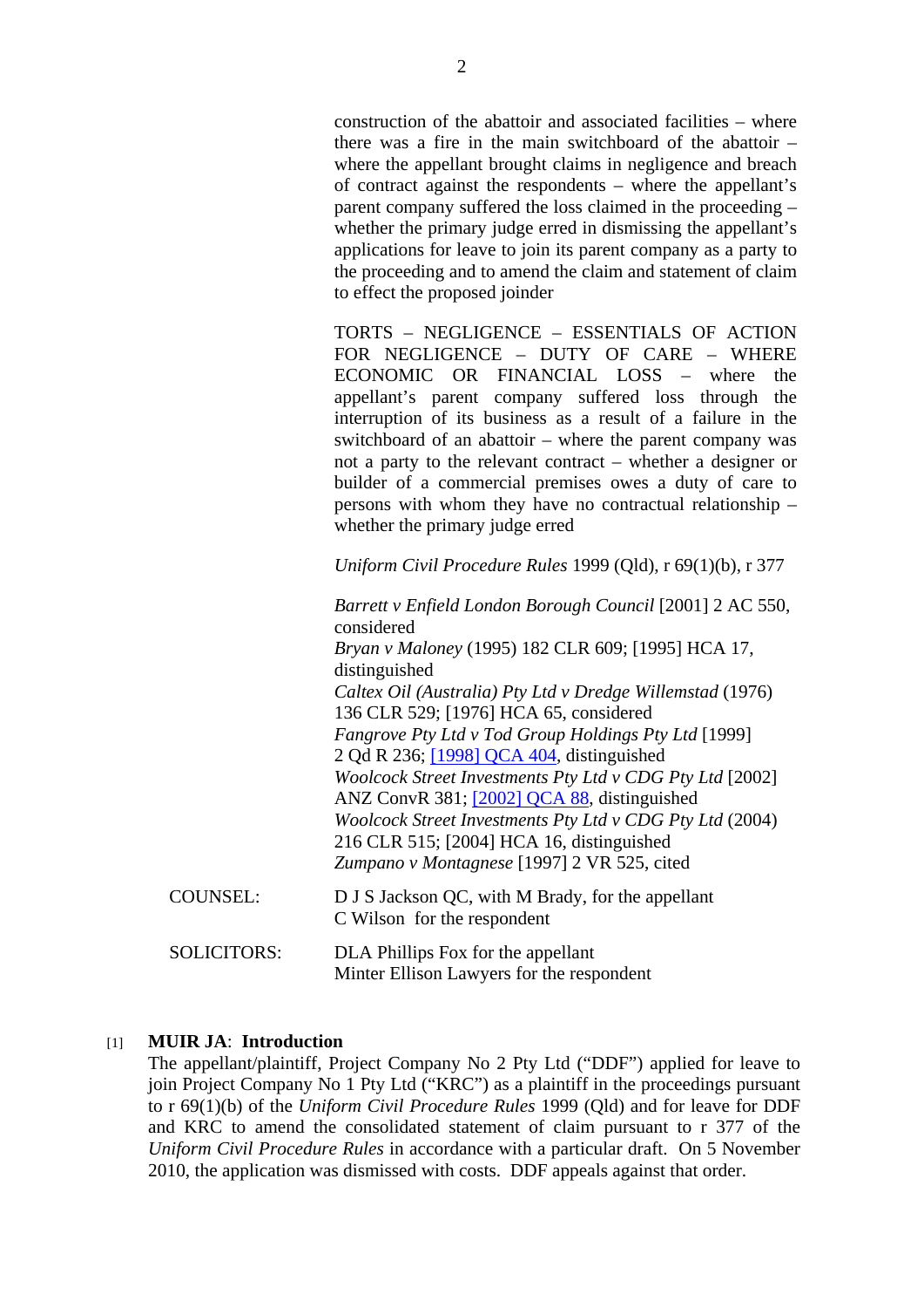construction of the abattoir and associated facilities – where there was a fire in the main switchboard of the abattoir – where the appellant brought claims in negligence and breach of contract against the respondents – where the appellant's parent company suffered the loss claimed in the proceeding – whether the primary judge erred in dismissing the appellant's applications for leave to join its parent company as a party to the proceeding and to amend the claim and statement of claim to effect the proposed joinder

TORTS – NEGLIGENCE – ESSENTIALS OF ACTION FOR NEGLIGENCE – DUTY OF CARE – WHERE ECONOMIC OR FINANCIAL LOSS – where the appellant's parent company suffered loss through the interruption of its business as a result of a failure in the switchboard of an abattoir – where the parent company was not a party to the relevant contract – whether a designer or builder of a commercial premises owes a duty of care to persons with whom they have no contractual relationship – whether the primary judge erred

*Uniform Civil Procedure Rules* 1999 (Qld), r 69(1)(b), r 377

*Barrett v Enfield London Borough Council* [2001] 2 AC 550, considered
*Bryan v Maloney* (1995) 182 CLR 609; [1995] HCA 17, distinguished
*Caltex Oil (Australia) Pty Ltd v Dredge Willemstad* (1976) 136 CLR 529; [1976] HCA 65, considered
*Fangrove Pty Ltd v Tod Group Holdings Pty Ltd* [1999] 2 Qd R 236; [1998] QCA 404, distinguished
*Woolcock Street Investments Pty Ltd v CDG Pty Ltd* [2002] ANZ ConvR 381; [2002] QCA 88, distinguished
*Woolcock Street Investments Pty Ltd v CDG Pty Ltd* (2004) 216 CLR 515; [2004] HCA 16, distinguished
*Zumpano v Montagnese* [1997] 2 VR 525, cited

COUNSEL: D J S Jackson QC, with M Brady, for the appellant
C Wilson for the respondent

SOLICITORS: DLA Phillips Fox for the appellant
Minter Ellison Lawyers for the respondent

[1] **MUIR JA**: **Introduction**
The appellant/plaintiff, Project Company No 2 Pty Ltd ("DDF") applied for leave to join Project Company No 1 Pty Ltd ("KRC") as a plaintiff in the proceedings pursuant to r 69(1)(b) of the *Uniform Civil Procedure Rules* 1999 (Qld) and for leave for DDF and KRC to amend the consolidated statement of claim pursuant to r 377 of the *Uniform Civil Procedure Rules* in accordance with a particular draft. On 5 November 2010, the application was dismissed with costs. DDF appeals against that order.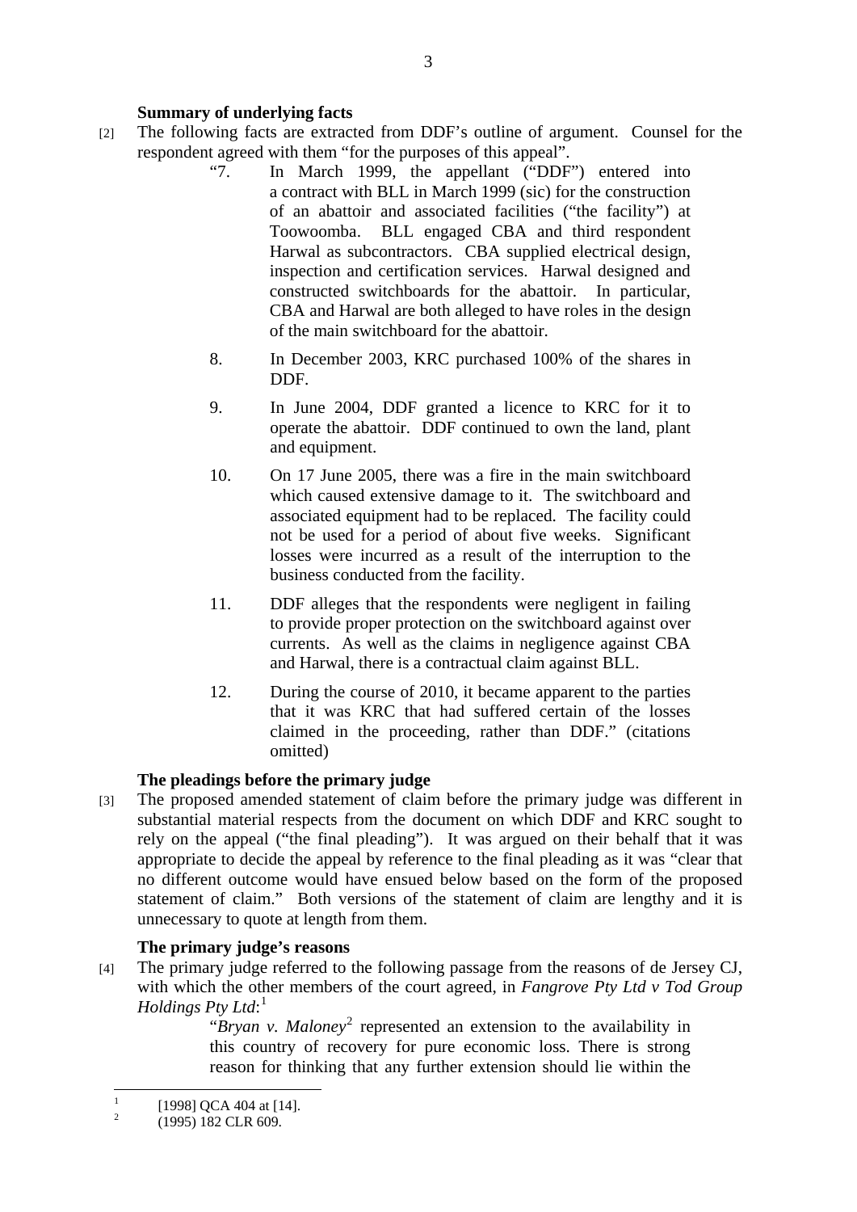### Summary of underlying facts

[2] The following facts are extracted from DDF's outline of argument. Counsel for the respondent agreed with them "for the purposes of this appeal".

> "7. In March 1999, the appellant ("DDF") entered into a contract with BLL in March 1999 (sic) for the construction of an abattoir and associated facilities ("the facility") at Toowoomba. BLL engaged CBA and third respondent Harwal as subcontractors. CBA supplied electrical design, inspection and certification services. Harwal designed and constructed switchboards for the abattoir. In particular, CBA and Harwal are both alleged to have roles in the design of the main switchboard for the abattoir.
>
> 8. In December 2003, KRC purchased 100% of the shares in DDF.
>
> 9. In June 2004, DDF granted a licence to KRC for it to operate the abattoir. DDF continued to own the land, plant and equipment.
>
> 10. On 17 June 2005, there was a fire in the main switchboard which caused extensive damage to it. The switchboard and associated equipment had to be replaced. The facility could not be used for a period of about five weeks. Significant losses were incurred as a result of the interruption to the business conducted from the facility.
>
> 11. DDF alleges that the respondents were negligent in failing to provide proper protection on the switchboard against over currents. As well as the claims in negligence against CBA and Harwal, there is a contractual claim against BLL.
>
> 12. During the course of 2010, it became apparent to the parties that it was KRC that had suffered certain of the losses claimed in the proceeding, rather than DDF." (citations omitted)

### The pleadings before the primary judge

[3] The proposed amended statement of claim before the primary judge was different in substantial material respects from the document on which DDF and KRC sought to rely on the appeal ("the final pleading"). It was argued on their behalf that it was appropriate to decide the appeal by reference to the final pleading as it was "clear that no different outcome would have ensued below based on the form of the proposed statement of claim." Both versions of the statement of claim are lengthy and it is unnecessary to quote at length from them.

### The primary judge's reasons

[4] The primary judge referred to the following passage from the reasons of de Jersey CJ, with which the other members of the court agreed, in *Fangrove Pty Ltd v Tod Group Holdings Pty Ltd*:[1]

> "*Bryan v. Maloney*[2] represented an extension to the availability in this country of recovery for pure economic loss. There is strong reason for thinking that any further extension should lie within the

---

[1] [1998] QCA 404 at [14].

[2] (1995) 182 CLR 609.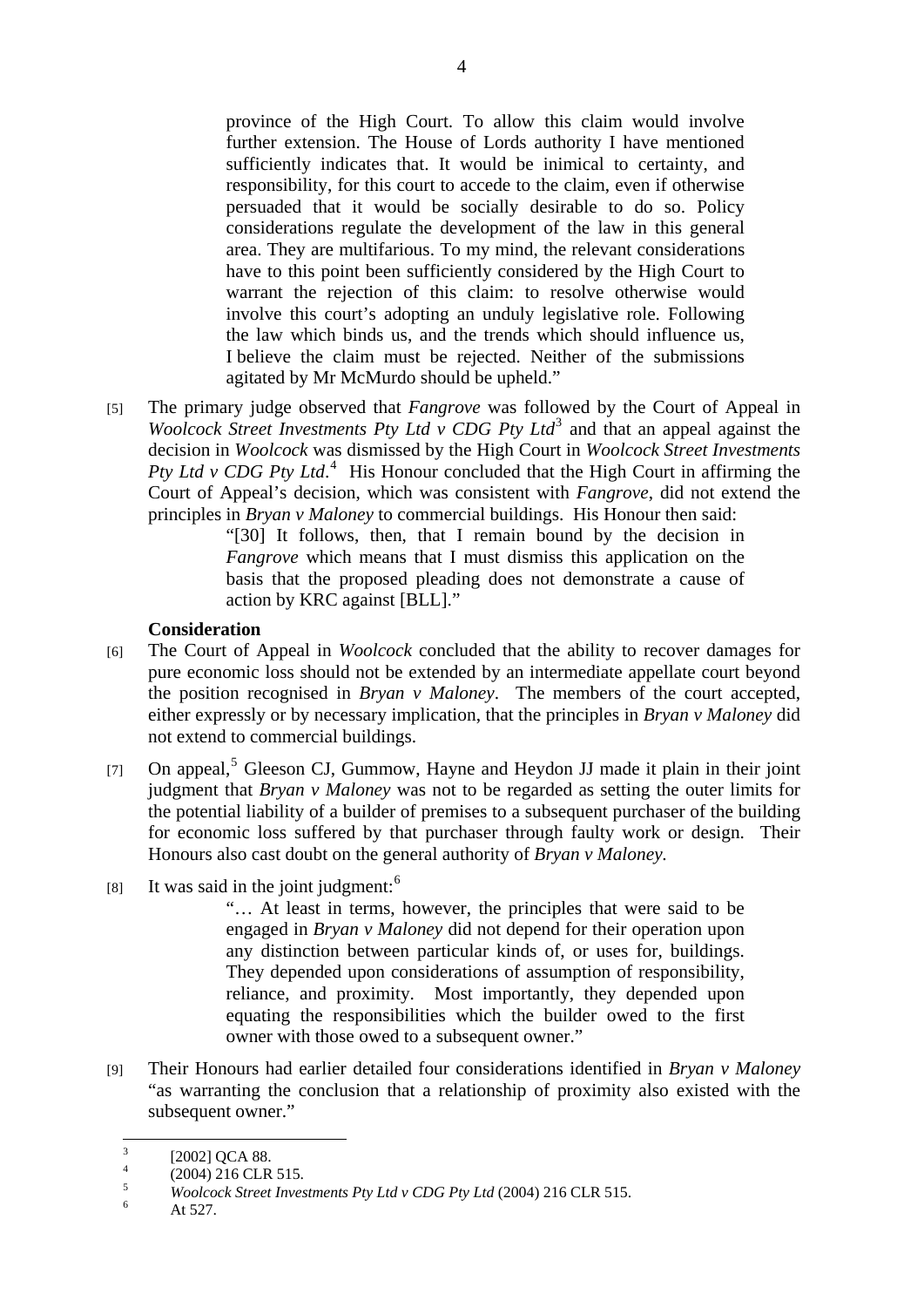> province of the High Court. To allow this claim would involve further extension. The House of Lords authority I have mentioned sufficiently indicates that. It would be inimical to certainty, and responsibility, for this court to accede to the claim, even if otherwise persuaded that it would be socially desirable to do so. Policy considerations regulate the development of the law in this general area. They are multifarious. To my mind, the relevant considerations have to this point been sufficiently considered by the High Court to warrant the rejection of this claim: to resolve otherwise would involve this court's adopting an unduly legislative role. Following the law which binds us, and the trends which should influence us, I believe the claim must be rejected. Neither of the submissions agitated by Mr McMurdo should be upheld."

[5] The primary judge observed that *Fangrove* was followed by the Court of Appeal in *Woolcock Street Investments Pty Ltd v CDG Pty Ltd*[3] and that an appeal against the decision in *Woolcock* was dismissed by the High Court in *Woolcock Street Investments Pty Ltd v CDG Pty Ltd*.[4] His Honour concluded that the High Court in affirming the Court of Appeal's decision, which was consistent with *Fangrove*, did not extend the principles in *Bryan v Maloney* to commercial buildings. His Honour then said:

> "[30] It follows, then, that I remain bound by the decision in *Fangrove* which means that I must dismiss this application on the basis that the proposed pleading does not demonstrate a cause of action by KRC against [BLL]."

**Consideration**

[6] The Court of Appeal in *Woolcock* concluded that the ability to recover damages for pure economic loss should not be extended by an intermediate appellate court beyond the position recognised in *Bryan v Maloney*. The members of the court accepted, either expressly or by necessary implication, that the principles in *Bryan v Maloney* did not extend to commercial buildings.

[7] On appeal,[5] Gleeson CJ, Gummow, Hayne and Heydon JJ made it plain in their joint judgment that *Bryan v Maloney* was not to be regarded as setting the outer limits for the potential liability of a builder of premises to a subsequent purchaser of the building for economic loss suffered by that purchaser through faulty work or design. Their Honours also cast doubt on the general authority of *Bryan v Maloney*.

[8] It was said in the joint judgment:[6]

> "… At least in terms, however, the principles that were said to be engaged in *Bryan v Maloney* did not depend for their operation upon any distinction between particular kinds of, or uses for, buildings. They depended upon considerations of assumption of responsibility, reliance, and proximity. Most importantly, they depended upon equating the responsibilities which the builder owed to the first owner with those owed to a subsequent owner."

[9] Their Honours had earlier detailed four considerations identified in *Bryan v Maloney* "as warranting the conclusion that a relationship of proximity also existed with the subsequent owner."

---

[3] [2002] QCA 88.

[4] (2004) 216 CLR 515.

[5] *Woolcock Street Investments Pty Ltd v CDG Pty Ltd* (2004) 216 CLR 515.

[6] At 527.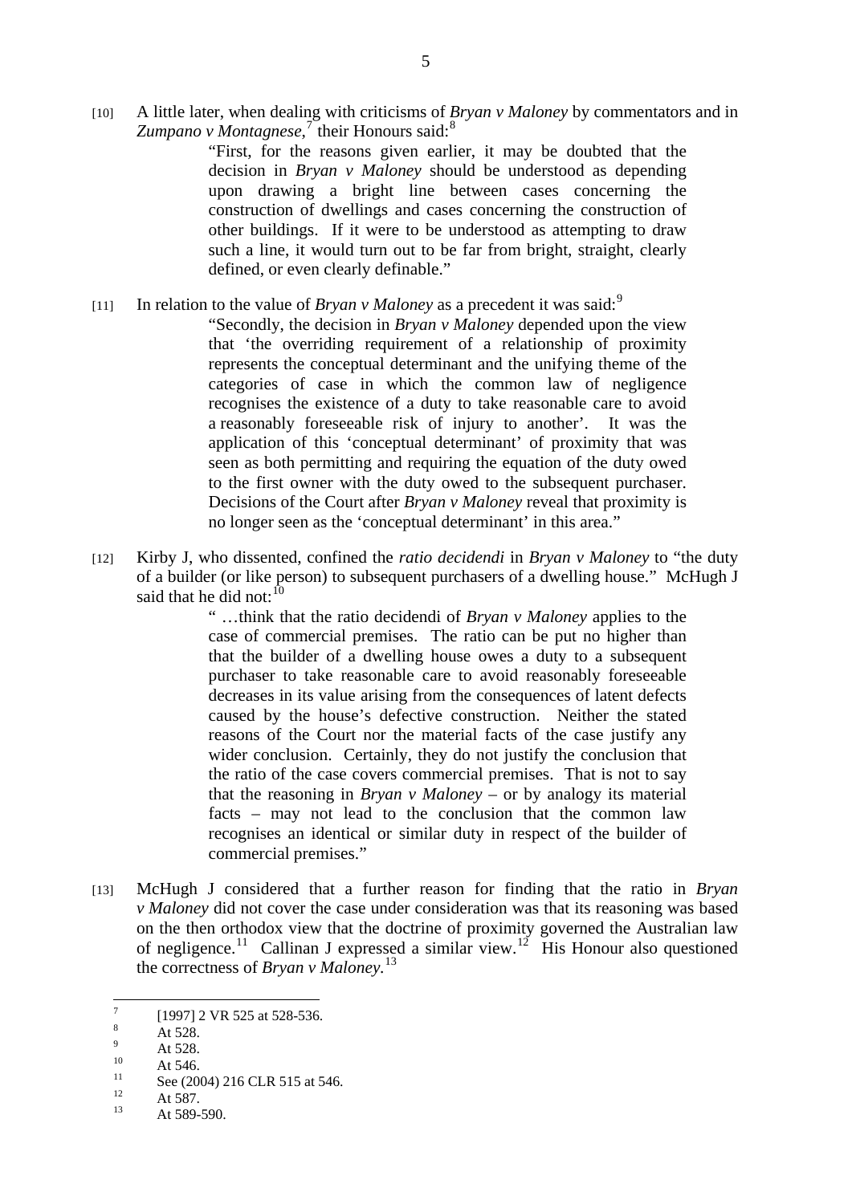[10] A little later, when dealing with criticisms of *Bryan v Maloney* by commentators and in *Zumpano v Montagnese*,[7] their Honours said:[8]

> "First, for the reasons given earlier, it may be doubted that the decision in *Bryan v Maloney* should be understood as depending upon drawing a bright line between cases concerning the construction of dwellings and cases concerning the construction of other buildings. If it were to be understood as attempting to draw such a line, it would turn out to be far from bright, straight, clearly defined, or even clearly definable."

[11] In relation to the value of *Bryan v Maloney* as a precedent it was said:[9]

> "Secondly, the decision in *Bryan v Maloney* depended upon the view that 'the overriding requirement of a relationship of proximity represents the conceptual determinant and the unifying theme of the categories of case in which the common law of negligence recognises the existence of a duty to take reasonable care to avoid a reasonably foreseeable risk of injury to another'. It was the application of this 'conceptual determinant' of proximity that was seen as both permitting and requiring the equation of the duty owed to the first owner with the duty owed to the subsequent purchaser. Decisions of the Court after *Bryan v Maloney* reveal that proximity is no longer seen as the 'conceptual determinant' in this area."

[12] Kirby J, who dissented, confined the *ratio decidendi* in *Bryan v Maloney* to "the duty of a builder (or like person) to subsequent purchasers of a dwelling house." McHugh J said that he did not:[10]

> " …think that the ratio decidendi of *Bryan v Maloney* applies to the case of commercial premises. The ratio can be put no higher than that the builder of a dwelling house owes a duty to a subsequent purchaser to take reasonable care to avoid reasonably foreseeable decreases in its value arising from the consequences of latent defects caused by the house's defective construction. Neither the stated reasons of the Court nor the material facts of the case justify any wider conclusion. Certainly, they do not justify the conclusion that the ratio of the case covers commercial premises. That is not to say that the reasoning in *Bryan v Maloney* – or by analogy its material facts – may not lead to the conclusion that the common law recognises an identical or similar duty in respect of the builder of commercial premises."

[13] McHugh J considered that a further reason for finding that the ratio in *Bryan v Maloney* did not cover the case under consideration was that its reasoning was based on the then orthodox view that the doctrine of proximity governed the Australian law of negligence.[11] Callinan J expressed a similar view.[12] His Honour also questioned the correctness of *Bryan v Maloney*.[13]

---

[7] [1997] 2 VR 525 at 528-536.

[8] At 528.

[9] At 528.

[10] At 546.

[11] See (2004) 216 CLR 515 at 546.

[12] At 587.

[13] At 589-590.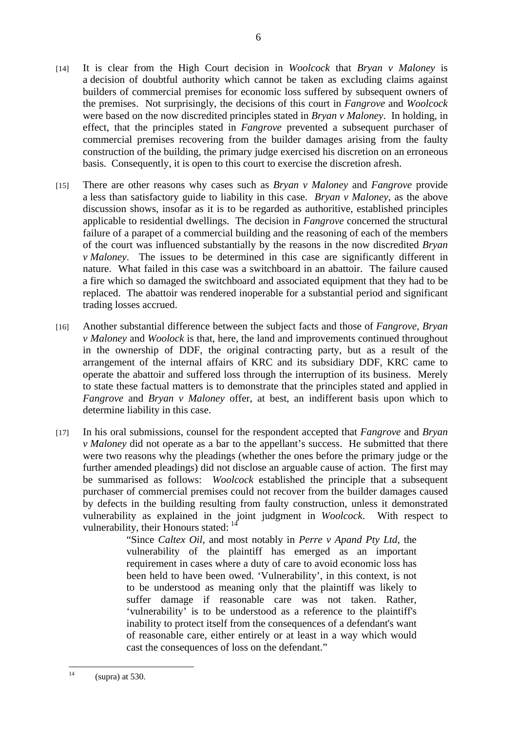[14] It is clear from the High Court decision in *Woolcock* that *Bryan v Maloney* is a decision of doubtful authority which cannot be taken as excluding claims against builders of commercial premises for economic loss suffered by subsequent owners of the premises. Not surprisingly, the decisions of this court in *Fangrove* and *Woolcock* were based on the now discredited principles stated in *Bryan v Maloney*. In holding, in effect, that the principles stated in *Fangrove* prevented a subsequent purchaser of commercial premises recovering from the builder damages arising from the faulty construction of the building, the primary judge exercised his discretion on an erroneous basis. Consequently, it is open to this court to exercise the discretion afresh.

[15] There are other reasons why cases such as *Bryan v Maloney* and *Fangrove* provide a less than satisfactory guide to liability in this case. *Bryan v Maloney*, as the above discussion shows, insofar as it is to be regarded as authoritive, established principles applicable to residential dwellings. The decision in *Fangrove* concerned the structural failure of a parapet of a commercial building and the reasoning of each of the members of the court was influenced substantially by the reasons in the now discredited *Bryan v Maloney*. The issues to be determined in this case are significantly different in nature. What failed in this case was a switchboard in an abattoir. The failure caused a fire which so damaged the switchboard and associated equipment that they had to be replaced. The abattoir was rendered inoperable for a substantial period and significant trading losses accrued.

[16] Another substantial difference between the subject facts and those of *Fangrove*, *Bryan v Maloney* and *Woolock* is that, here, the land and improvements continued throughout in the ownership of DDF, the original contracting party, but as a result of the arrangement of the internal affairs of KRC and its subsidiary DDF, KRC came to operate the abattoir and suffered loss through the interruption of its business. Merely to state these factual matters is to demonstrate that the principles stated and applied in *Fangrove* and *Bryan v Maloney* offer, at best, an indifferent basis upon which to determine liability in this case.

[17] In his oral submissions, counsel for the respondent accepted that *Fangrove* and *Bryan v Maloney* did not operate as a bar to the appellant's success. He submitted that there were two reasons why the pleadings (whether the ones before the primary judge or the further amended pleadings) did not disclose an arguable cause of action. The first may be summarised as follows: *Woolcock* established the principle that a subsequent purchaser of commercial premises could not recover from the builder damages caused by defects in the building resulting from faulty construction, unless it demonstrated vulnerability as explained in the joint judgment in *Woolcock*. With respect to vulnerability, their Honours stated: [14]

> "Since *Caltex Oil*, and most notably in *Perre v Apand Pty Ltd*, the vulnerability of the plaintiff has emerged as an important requirement in cases where a duty of care to avoid economic loss has been held to have been owed. 'Vulnerability', in this context, is not to be understood as meaning only that the plaintiff was likely to suffer damage if reasonable care was not taken. Rather, 'vulnerability' is to be understood as a reference to the plaintiff's inability to protect itself from the consequences of a defendant's want of reasonable care, either entirely or at least in a way which would cast the consequences of loss on the defendant."

[14] (supra) at 530.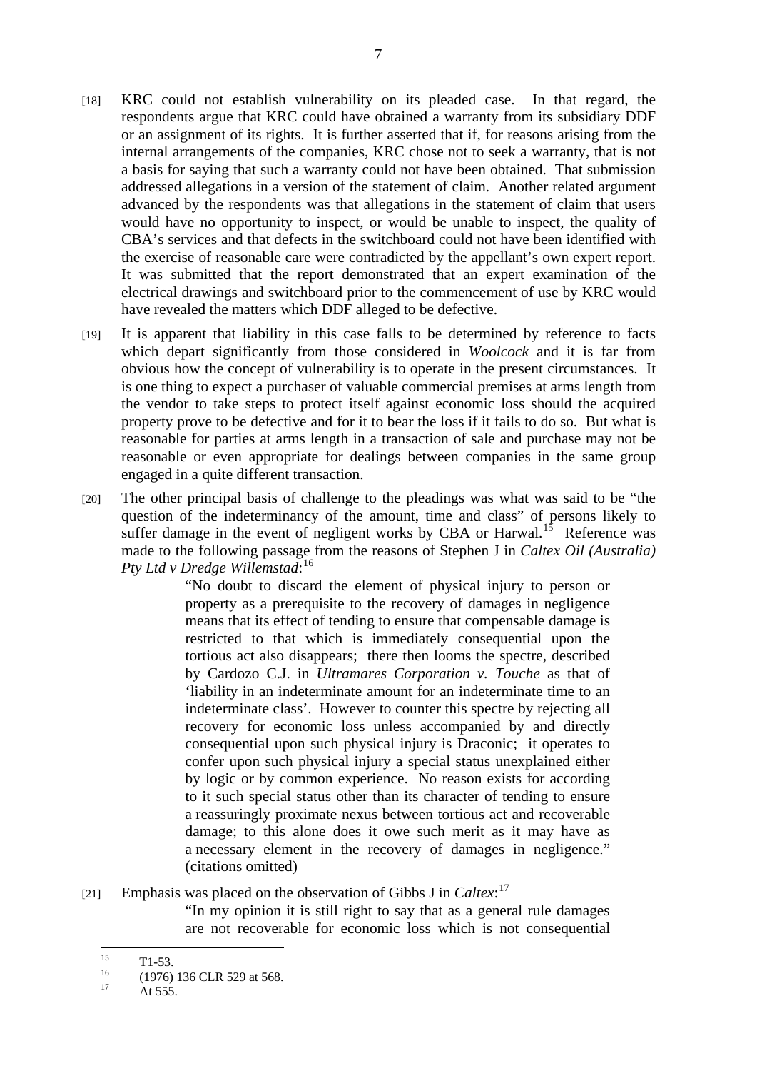[18] KRC could not establish vulnerability on its pleaded case. In that regard, the respondents argue that KRC could have obtained a warranty from its subsidiary DDF or an assignment of its rights. It is further asserted that if, for reasons arising from the internal arrangements of the companies, KRC chose not to seek a warranty, that is not a basis for saying that such a warranty could not have been obtained. That submission addressed allegations in a version of the statement of claim. Another related argument advanced by the respondents was that allegations in the statement of claim that users would have no opportunity to inspect, or would be unable to inspect, the quality of CBA's services and that defects in the switchboard could not have been identified with the exercise of reasonable care were contradicted by the appellant's own expert report. It was submitted that the report demonstrated that an expert examination of the electrical drawings and switchboard prior to the commencement of use by KRC would have revealed the matters which DDF alleged to be defective.

[19] It is apparent that liability in this case falls to be determined by reference to facts which depart significantly from those considered in *Woolcock* and it is far from obvious how the concept of vulnerability is to operate in the present circumstances. It is one thing to expect a purchaser of valuable commercial premises at arms length from the vendor to take steps to protect itself against economic loss should the acquired property prove to be defective and for it to bear the loss if it fails to do so. But what is reasonable for parties at arms length in a transaction of sale and purchase may not be reasonable or even appropriate for dealings between companies in the same group engaged in a quite different transaction.

[20] The other principal basis of challenge to the pleadings was what was said to be "the question of the indeterminancy of the amount, time and class" of persons likely to suffer damage in the event of negligent works by CBA or Harwal.[15] Reference was made to the following passage from the reasons of Stephen J in *Caltex Oil (Australia) Pty Ltd v Dredge Willemstad*:[16]

> "No doubt to discard the element of physical injury to person or property as a prerequisite to the recovery of damages in negligence means that its effect of tending to ensure that compensable damage is restricted to that which is immediately consequential upon the tortious act also disappears; there then looms the spectre, described by Cardozo C.J. in *Ultramares Corporation v. Touche* as that of 'liability in an indeterminate amount for an indeterminate time to an indeterminate class'. However to counter this spectre by rejecting all recovery for economic loss unless accompanied by and directly consequential upon such physical injury is Draconic; it operates to confer upon such physical injury a special status unexplained either by logic or by common experience. No reason exists for according to it such special status other than its character of tending to ensure a reassuringly proximate nexus between tortious act and recoverable damage; to this alone does it owe such merit as it may have as a necessary element in the recovery of damages in negligence." (citations omitted)

[21] Emphasis was placed on the observation of Gibbs J in *Caltex*:[17]

> "In my opinion it is still right to say that as a general rule damages are not recoverable for economic loss which is not consequential

---

[15] T1-53.

[16] (1976) 136 CLR 529 at 568.

[17] At 555.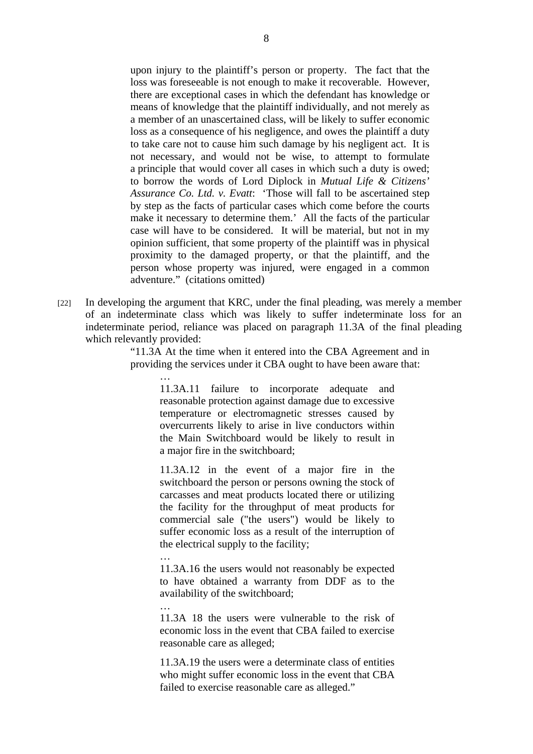> upon injury to the plaintiff's person or property. The fact that the loss was foreseeable is not enough to make it recoverable. However, there are exceptional cases in which the defendant has knowledge or means of knowledge that the plaintiff individually, and not merely as a member of an unascertained class, will be likely to suffer economic loss as a consequence of his negligence, and owes the plaintiff a duty to take care not to cause him such damage by his negligent act. It is not necessary, and would not be wise, to attempt to formulate a principle that would cover all cases in which such a duty is owed; to borrow the words of Lord Diplock in *Mutual Life & Citizens' Assurance Co. Ltd. v. Evatt*: 'Those will fall to be ascertained step by step as the facts of particular cases which come before the courts make it necessary to determine them.' All the facts of the particular case will have to be considered. It will be material, but not in my opinion sufficient, that some property of the plaintiff was in physical proximity to the damaged property, or that the plaintiff, and the person whose property was injured, were engaged in a common adventure." (citations omitted)

[22] In developing the argument that KRC, under the final pleading, was merely a member of an indeterminate class which was likely to suffer indeterminate loss for an indeterminate period, reliance was placed on paragraph 11.3A of the final pleading which relevantly provided:

> "11.3A At the time when it entered into the CBA Agreement and in providing the services under it CBA ought to have been aware that:
>
> …
>
> > 11.3A.11 failure to incorporate adequate and reasonable protection against damage due to excessive temperature or electromagnetic stresses caused by overcurrents likely to arise in live conductors within the Main Switchboard would be likely to result in a major fire in the switchboard;
> >
> > 11.3A.12 in the event of a major fire in the switchboard the person or persons owning the stock of carcasses and meat products located there or utilizing the facility for the throughput of meat products for commercial sale ("the users") would be likely to suffer economic loss as a result of the interruption of the electrical supply to the facility;
> >
> > …
> >
> > 11.3A.16 the users would not reasonably be expected to have obtained a warranty from DDF as to the availability of the switchboard;
> >
> > …
> >
> > 11.3A 18 the users were vulnerable to the risk of economic loss in the event that CBA failed to exercise reasonable care as alleged;
> >
> > 11.3A.19 the users were a determinate class of entities who might suffer economic loss in the event that CBA failed to exercise reasonable care as alleged."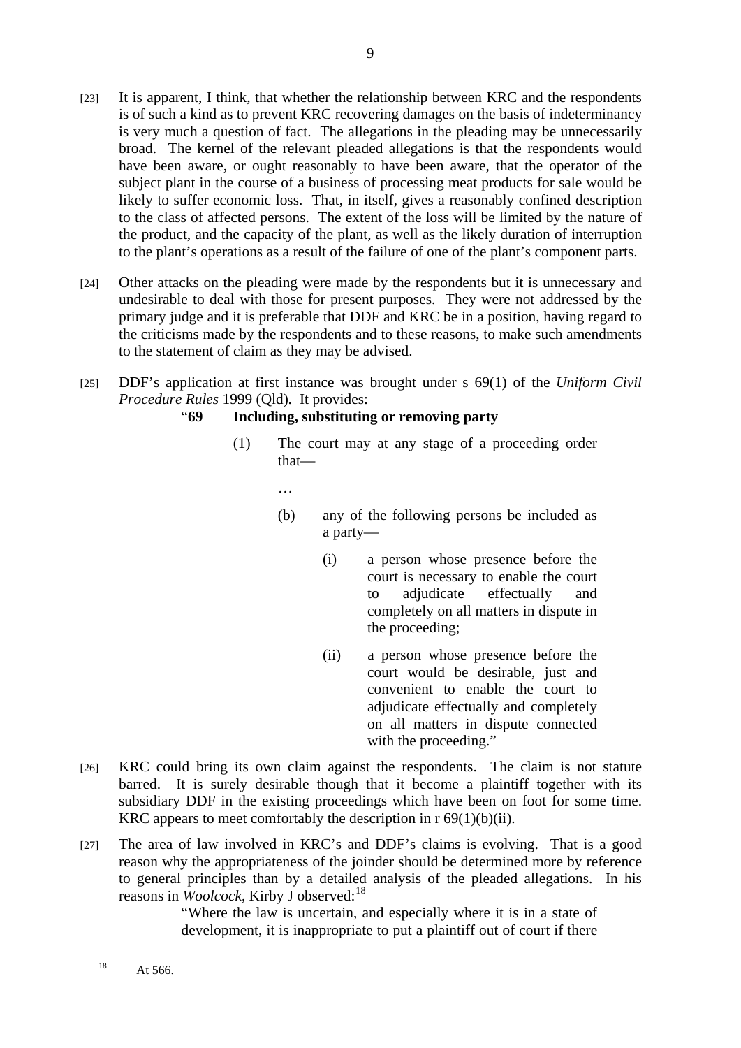[23] It is apparent, I think, that whether the relationship between KRC and the respondents is of such a kind as to prevent KRC recovering damages on the basis of indeterminancy is very much a question of fact. The allegations in the pleading may be unnecessarily broad. The kernel of the relevant pleaded allegations is that the respondents would have been aware, or ought reasonably to have been aware, that the operator of the subject plant in the course of a business of processing meat products for sale would be likely to suffer economic loss. That, in itself, gives a reasonably confined description to the class of affected persons. The extent of the loss will be limited by the nature of the product, and the capacity of the plant, as well as the likely duration of interruption to the plant's operations as a result of the failure of one of the plant's component parts.

[24] Other attacks on the pleading were made by the respondents but it is unnecessary and undesirable to deal with those for present purposes. They were not addressed by the primary judge and it is preferable that DDF and KRC be in a position, having regard to the criticisms made by the respondents and to these reasons, to make such amendments to the statement of claim as they may be advised.

[25] DDF's application at first instance was brought under s 69(1) of the *Uniform Civil Procedure Rules* 1999 (Qld). It provides:

> "**69 Including, substituting or removing party**
>
> (1) The court may at any stage of a proceeding order that—
>
> …
>
> (b) any of the following persons be included as a party—
>
> (i) a person whose presence before the court is necessary to enable the court to adjudicate effectually and completely on all matters in dispute in the proceeding;
>
> (ii) a person whose presence before the court would be desirable, just and convenient to enable the court to adjudicate effectually and completely on all matters in dispute connected with the proceeding."

[26] KRC could bring its own claim against the respondents. The claim is not statute barred. It is surely desirable though that it become a plaintiff together with its subsidiary DDF in the existing proceedings which have been on foot for some time. KRC appears to meet comfortably the description in r 69(1)(b)(ii).

[27] The area of law involved in KRC's and DDF's claims is evolving. That is a good reason why the appropriateness of the joinder should be determined more by reference to general principles than by a detailed analysis of the pleaded allegations. In his reasons in *Woolcock*, Kirby J observed:[18]

> "Where the law is uncertain, and especially where it is in a state of development, it is inappropriate to put a plaintiff out of court if there

[18] At 566.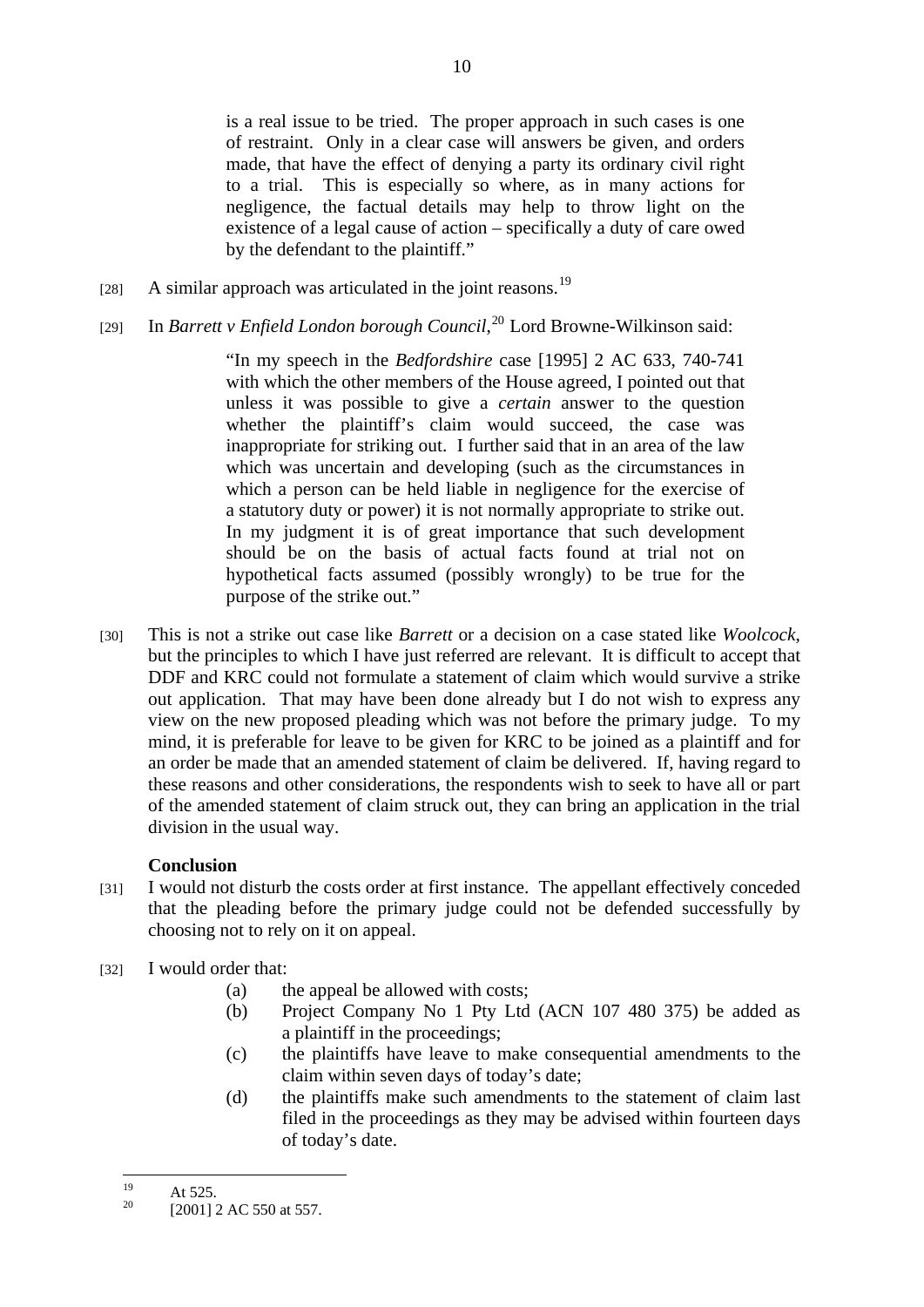is a real issue to be tried. The proper approach in such cases is one of restraint. Only in a clear case will answers be given, and orders made, that have the effect of denying a party its ordinary civil right to a trial. This is especially so where, as in many actions for negligence, the factual details may help to throw light on the existence of a legal cause of action – specifically a duty of care owed by the defendant to the plaintiff."

[28] A similar approach was articulated in the joint reasons.[19]

[29] In *Barrett v Enfield London borough Council*,[20] Lord Browne-Wilkinson said:

> "In my speech in the *Bedfordshire* case [1995] 2 AC 633, 740-741 with which the other members of the House agreed, I pointed out that unless it was possible to give a *certain* answer to the question whether the plaintiff's claim would succeed, the case was inappropriate for striking out. I further said that in an area of the law which was uncertain and developing (such as the circumstances in which a person can be held liable in negligence for the exercise of a statutory duty or power) it is not normally appropriate to strike out. In my judgment it is of great importance that such development should be on the basis of actual facts found at trial not on hypothetical facts assumed (possibly wrongly) to be true for the purpose of the strike out."

[30] This is not a strike out case like *Barrett* or a decision on a case stated like *Woolcock*, but the principles to which I have just referred are relevant. It is difficult to accept that DDF and KRC could not formulate a statement of claim which would survive a strike out application. That may have been done already but I do not wish to express any view on the new proposed pleading which was not before the primary judge. To my mind, it is preferable for leave to be given for KRC to be joined as a plaintiff and for an order be made that an amended statement of claim be delivered. If, having regard to these reasons and other considerations, the respondents wish to seek to have all or part of the amended statement of claim struck out, they can bring an application in the trial division in the usual way.

**Conclusion**

[31] I would not disturb the costs order at first instance. The appellant effectively conceded that the pleading before the primary judge could not be defended successfully by choosing not to rely on it on appeal.

[32] I would order that:

(a) the appeal be allowed with costs;

(b) Project Company No 1 Pty Ltd (ACN 107 480 375) be added as a plaintiff in the proceedings;

(c) the plaintiffs have leave to make consequential amendments to the claim within seven days of today's date;

(d) the plaintiffs make such amendments to the statement of claim last filed in the proceedings as they may be advised within fourteen days of today's date.

---

[19] At 525.

[20] [2001] 2 AC 550 at 557.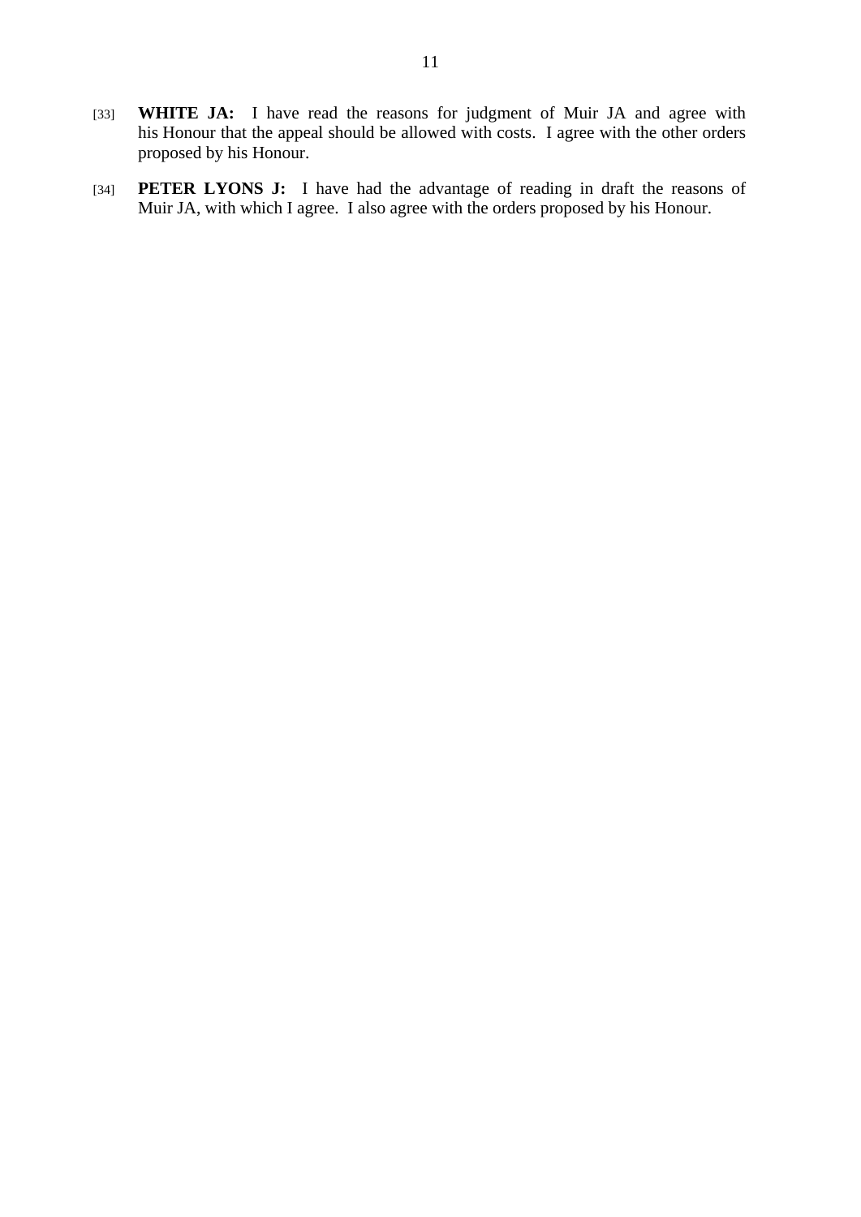[33] **WHITE JA:** I have read the reasons for judgment of Muir JA and agree with his Honour that the appeal should be allowed with costs. I agree with the other orders proposed by his Honour.

[34] **PETER LYONS J:** I have had the advantage of reading in draft the reasons of Muir JA, with which I agree. I also agree with the orders proposed by his Honour.